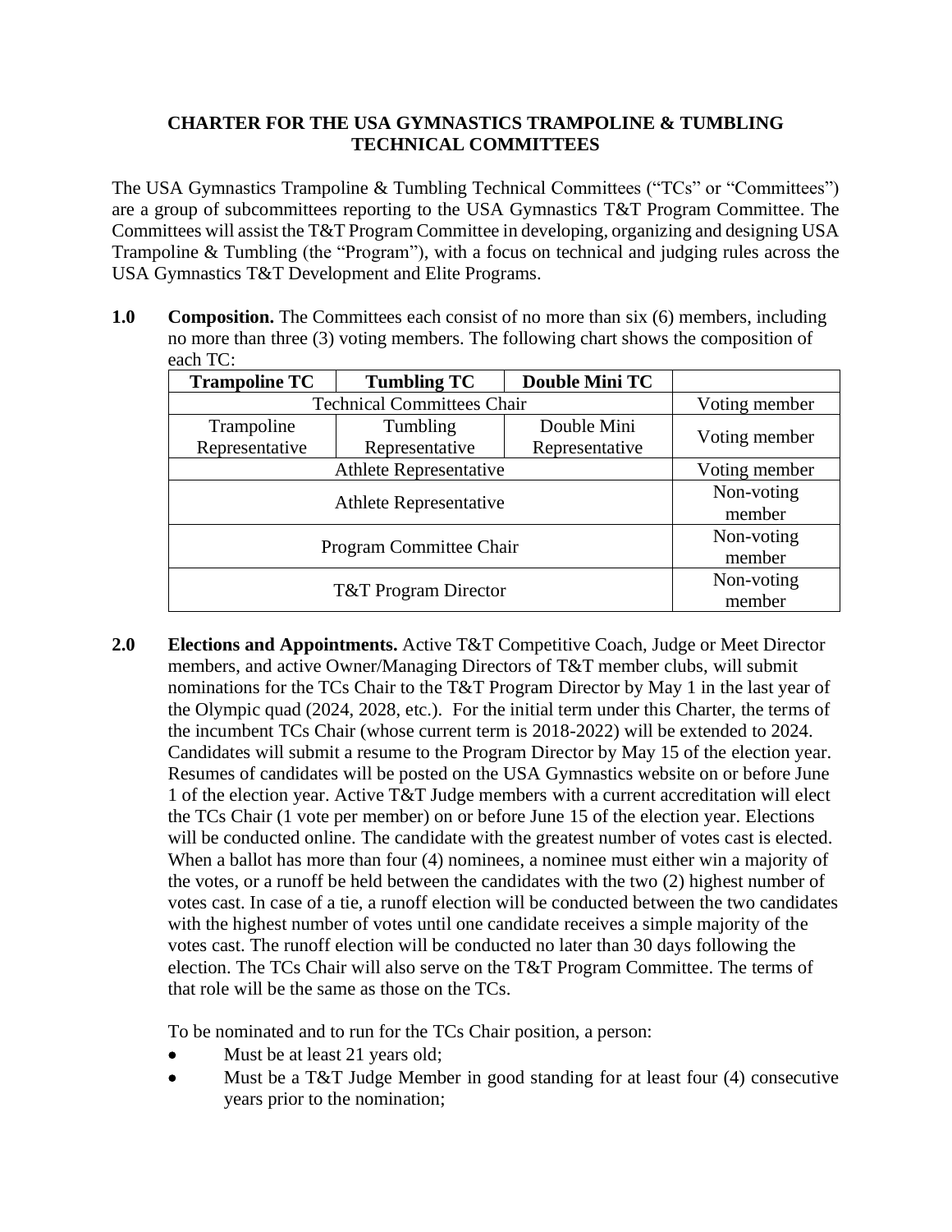# CHARTER FOR THE USA GYMNASTICS TRAMPOLINE & TUMBLING TECHNICAL COMMITTEES

The USA Gymnastics Trampoline & Tumbling Technical Committees ("TCs" or "Committees") are a group of subcommittees reporting to the USA Gymnastics T&T Program Committee. The Committees will assist the T&T Program Committee in developing, organizing and designing USA Trampoline & Tumbling (the "Program"), with a focus on technical and judging rules across the USA Gymnastics T&T Development and Elite Programs.

**1.0 Composition.** The Committees each consist of no more than six (6) members, including no more than three (3) voting members. The following chart shows the composition of each TC:

| Trampoline TC | Tumbling TC | Double Mini TC | |
|---|---|---|---|
| Technical Committees Chair | | | Voting member |
| Trampoline Representative | Tumbling Representative | Double Mini Representative | Voting member |
| Athlete Representative | | | Voting member |
| Athlete Representative | | | Non-voting member |
| Program Committee Chair | | | Non-voting member |
| T&T Program Director | | | Non-voting member |

**2.0 Elections and Appointments.** Active T&T Competitive Coach, Judge or Meet Director members, and active Owner/Managing Directors of T&T member clubs, will submit nominations for the TCs Chair to the T&T Program Director by May 1 in the last year of the Olympic quad (2024, 2028, etc.). For the initial term under this Charter, the terms of the incumbent TCs Chair (whose current term is 2018-2022) will be extended to 2024. Candidates will submit a resume to the Program Director by May 15 of the election year. Resumes of candidates will be posted on the USA Gymnastics website on or before June 1 of the election year. Active T&T Judge members with a current accreditation will elect the TCs Chair (1 vote per member) on or before June 15 of the election year. Elections will be conducted online. The candidate with the greatest number of votes cast is elected. When a ballot has more than four (4) nominees, a nominee must either win a majority of the votes, or a runoff be held between the candidates with the two (2) highest number of votes cast. In case of a tie, a runoff election will be conducted between the two candidates with the highest number of votes until one candidate receives a simple majority of the votes cast. The runoff election will be conducted no later than 30 days following the election. The TCs Chair will also serve on the T&T Program Committee. The terms of that role will be the same as those on the TCs.

To be nominated and to run for the TCs Chair position, a person:

- Must be at least 21 years old;
- Must be a T&T Judge Member in good standing for at least four (4) consecutive years prior to the nomination;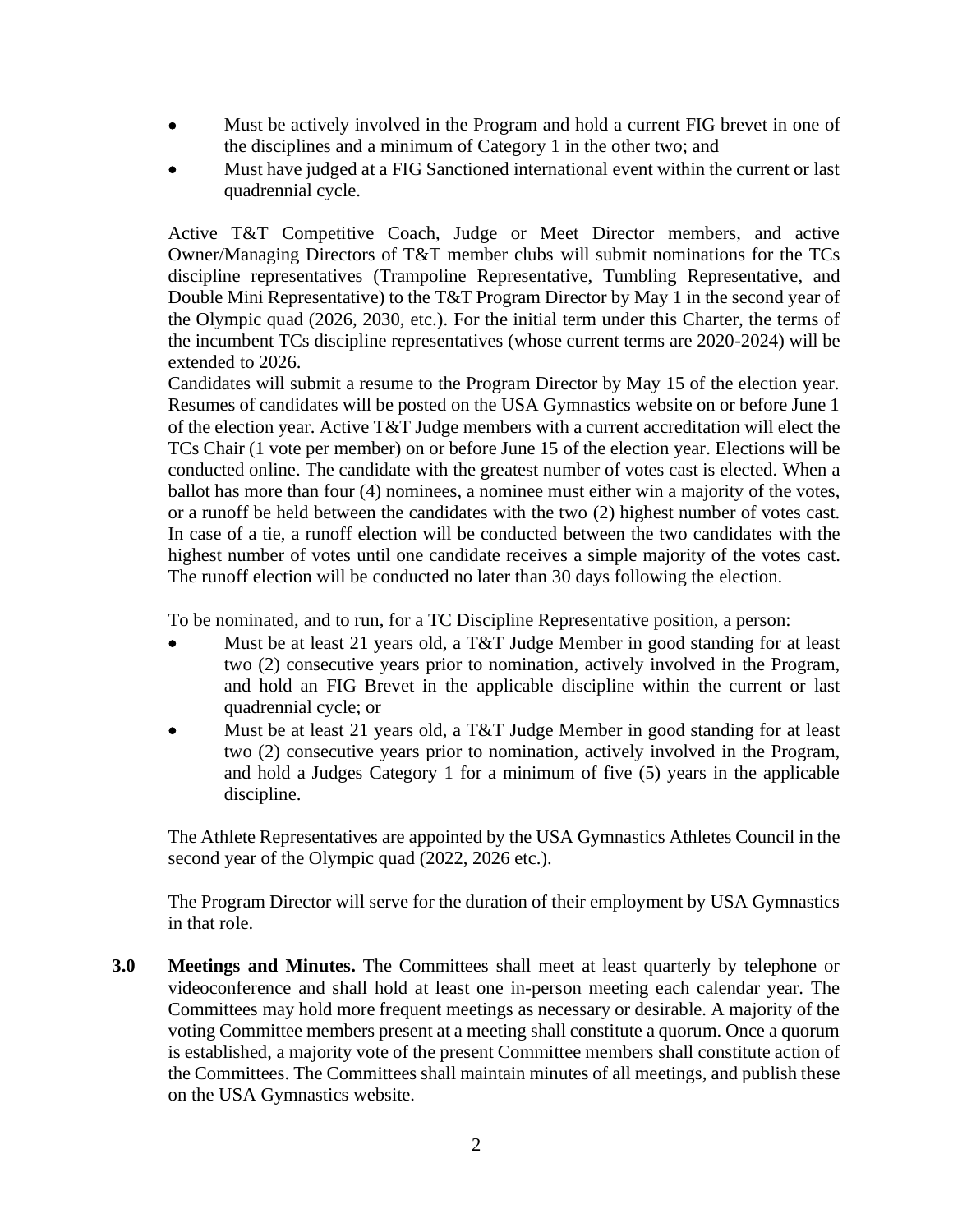- Must be actively involved in the Program and hold a current FIG brevet in one of the disciplines and a minimum of Category 1 in the other two; and
- Must have judged at a FIG Sanctioned international event within the current or last quadrennial cycle.

Active T&T Competitive Coach, Judge or Meet Director members, and active Owner/Managing Directors of T&T member clubs will submit nominations for the TCs discipline representatives (Trampoline Representative, Tumbling Representative, and Double Mini Representative) to the T&T Program Director by May 1 in the second year of the Olympic quad (2026, 2030, etc.). For the initial term under this Charter, the terms of the incumbent TCs discipline representatives (whose current terms are 2020-2024) will be extended to 2026.

Candidates will submit a resume to the Program Director by May 15 of the election year. Resumes of candidates will be posted on the USA Gymnastics website on or before June 1 of the election year. Active T&T Judge members with a current accreditation will elect the TCs Chair (1 vote per member) on or before June 15 of the election year. Elections will be conducted online. The candidate with the greatest number of votes cast is elected. When a ballot has more than four (4) nominees, a nominee must either win a majority of the votes, or a runoff be held between the candidates with the two (2) highest number of votes cast. In case of a tie, a runoff election will be conducted between the two candidates with the highest number of votes until one candidate receives a simple majority of the votes cast. The runoff election will be conducted no later than 30 days following the election.

To be nominated, and to run, for a TC Discipline Representative position, a person:

- Must be at least 21 years old, a T&T Judge Member in good standing for at least two (2) consecutive years prior to nomination, actively involved in the Program, and hold an FIG Brevet in the applicable discipline within the current or last quadrennial cycle; or
- Must be at least 21 years old, a T&T Judge Member in good standing for at least two (2) consecutive years prior to nomination, actively involved in the Program, and hold a Judges Category 1 for a minimum of five (5) years in the applicable discipline.

The Athlete Representatives are appointed by the USA Gymnastics Athletes Council in the second year of the Olympic quad (2022, 2026 etc.).

The Program Director will serve for the duration of their employment by USA Gymnastics in that role.

**3.0 Meetings and Minutes.** The Committees shall meet at least quarterly by telephone or videoconference and shall hold at least one in-person meeting each calendar year. The Committees may hold more frequent meetings as necessary or desirable. A majority of the voting Committee members present at a meeting shall constitute a quorum. Once a quorum is established, a majority vote of the present Committee members shall constitute action of the Committees. The Committees shall maintain minutes of all meetings, and publish these on the USA Gymnastics website.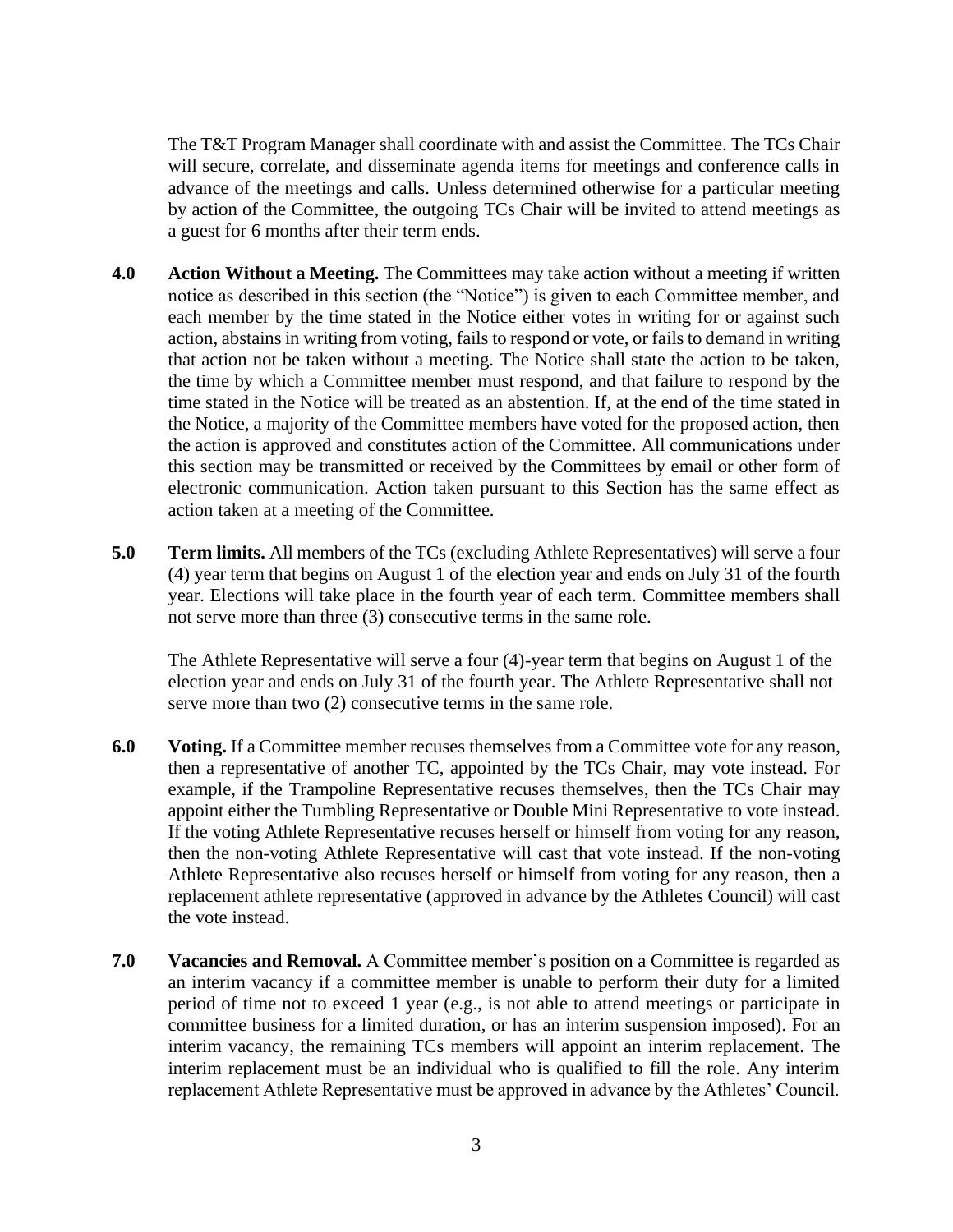The T&T Program Manager shall coordinate with and assist the Committee. The TCs Chair will secure, correlate, and disseminate agenda items for meetings and conference calls in advance of the meetings and calls. Unless determined otherwise for a particular meeting by action of the Committee, the outgoing TCs Chair will be invited to attend meetings as a guest for 6 months after their term ends.

**4.0 Action Without a Meeting.** The Committees may take action without a meeting if written notice as described in this section (the "Notice") is given to each Committee member, and each member by the time stated in the Notice either votes in writing for or against such action, abstains in writing from voting, fails to respond or vote, or fails to demand in writing that action not be taken without a meeting. The Notice shall state the action to be taken, the time by which a Committee member must respond, and that failure to respond by the time stated in the Notice will be treated as an abstention. If, at the end of the time stated in the Notice, a majority of the Committee members have voted for the proposed action, then the action is approved and constitutes action of the Committee. All communications under this section may be transmitted or received by the Committees by email or other form of electronic communication. Action taken pursuant to this Section has the same effect as action taken at a meeting of the Committee.

**5.0 Term limits.** All members of the TCs (excluding Athlete Representatives) will serve a four (4) year term that begins on August 1 of the election year and ends on July 31 of the fourth year. Elections will take place in the fourth year of each term. Committee members shall not serve more than three (3) consecutive terms in the same role.

The Athlete Representative will serve a four (4)-year term that begins on August 1 of the election year and ends on July 31 of the fourth year. The Athlete Representative shall not serve more than two (2) consecutive terms in the same role.

**6.0 Voting.** If a Committee member recuses themselves from a Committee vote for any reason, then a representative of another TC, appointed by the TCs Chair, may vote instead. For example, if the Trampoline Representative recuses themselves, then the TCs Chair may appoint either the Tumbling Representative or Double Mini Representative to vote instead. If the voting Athlete Representative recuses herself or himself from voting for any reason, then the non-voting Athlete Representative will cast that vote instead. If the non-voting Athlete Representative also recuses herself or himself from voting for any reason, then a replacement athlete representative (approved in advance by the Athletes Council) will cast the vote instead.

**7.0 Vacancies and Removal.** A Committee member's position on a Committee is regarded as an interim vacancy if a committee member is unable to perform their duty for a limited period of time not to exceed 1 year (e.g., is not able to attend meetings or participate in committee business for a limited duration, or has an interim suspension imposed). For an interim vacancy, the remaining TCs members will appoint an interim replacement. The interim replacement must be an individual who is qualified to fill the role. Any interim replacement Athlete Representative must be approved in advance by the Athletes' Council.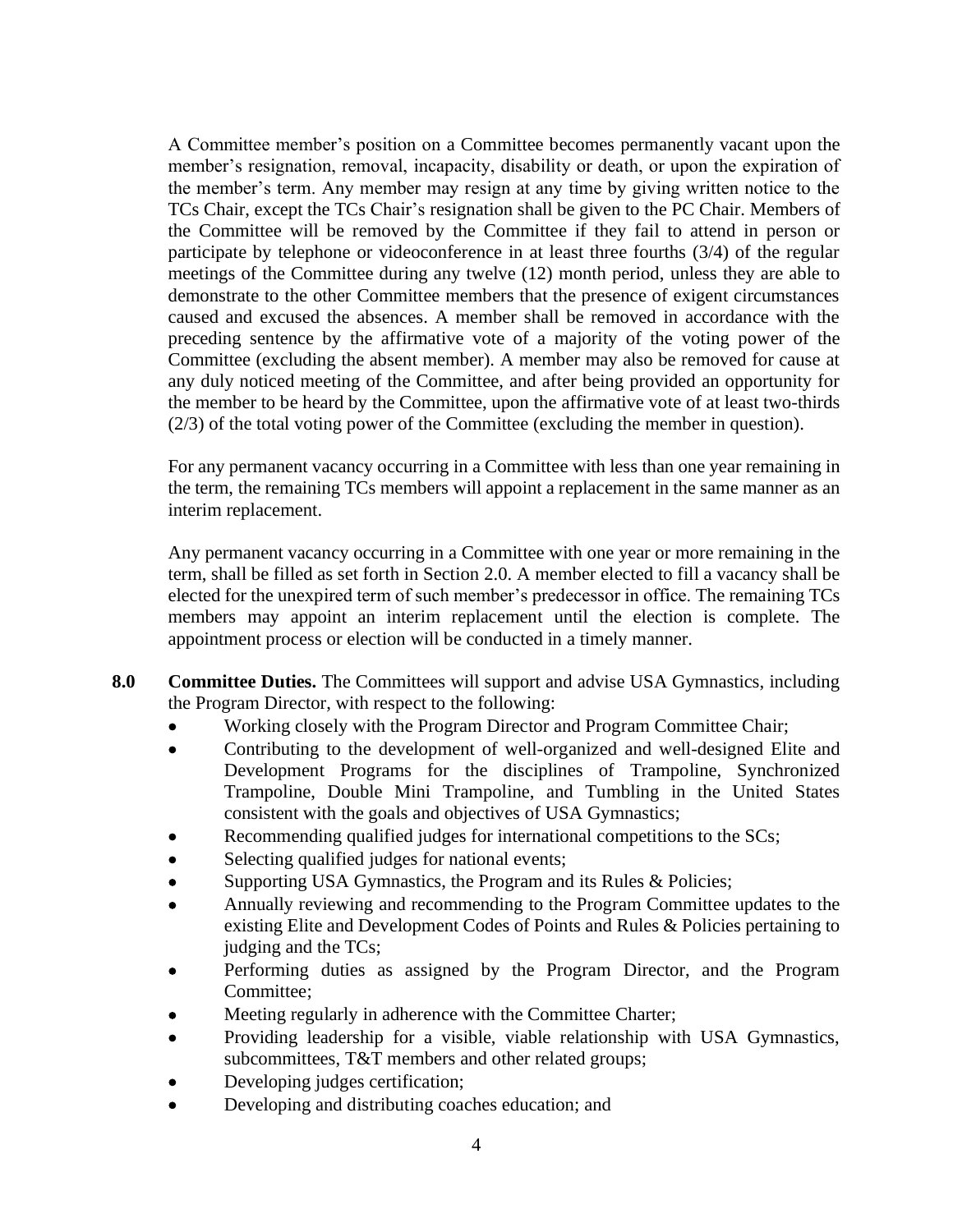A Committee member's position on a Committee becomes permanently vacant upon the member's resignation, removal, incapacity, disability or death, or upon the expiration of the member's term. Any member may resign at any time by giving written notice to the TCs Chair, except the TCs Chair's resignation shall be given to the PC Chair. Members of the Committee will be removed by the Committee if they fail to attend in person or participate by telephone or videoconference in at least three fourths (3/4) of the regular meetings of the Committee during any twelve (12) month period, unless they are able to demonstrate to the other Committee members that the presence of exigent circumstances caused and excused the absences. A member shall be removed in accordance with the preceding sentence by the affirmative vote of a majority of the voting power of the Committee (excluding the absent member). A member may also be removed for cause at any duly noticed meeting of the Committee, and after being provided an opportunity for the member to be heard by the Committee, upon the affirmative vote of at least two-thirds (2/3) of the total voting power of the Committee (excluding the member in question).

For any permanent vacancy occurring in a Committee with less than one year remaining in the term, the remaining TCs members will appoint a replacement in the same manner as an interim replacement.

Any permanent vacancy occurring in a Committee with one year or more remaining in the term, shall be filled as set forth in Section 2.0. A member elected to fill a vacancy shall be elected for the unexpired term of such member's predecessor in office. The remaining TCs members may appoint an interim replacement until the election is complete. The appointment process or election will be conducted in a timely manner.

**8.0 Committee Duties.** The Committees will support and advise USA Gymnastics, including the Program Director, with respect to the following:

- Working closely with the Program Director and Program Committee Chair;
- Contributing to the development of well-organized and well-designed Elite and Development Programs for the disciplines of Trampoline, Synchronized Trampoline, Double Mini Trampoline, and Tumbling in the United States consistent with the goals and objectives of USA Gymnastics;
- Recommending qualified judges for international competitions to the SCs;
- Selecting qualified judges for national events;
- Supporting USA Gymnastics, the Program and its Rules & Policies;
- Annually reviewing and recommending to the Program Committee updates to the existing Elite and Development Codes of Points and Rules & Policies pertaining to judging and the TCs;
- Performing duties as assigned by the Program Director, and the Program Committee;
- Meeting regularly in adherence with the Committee Charter;
- Providing leadership for a visible, viable relationship with USA Gymnastics, subcommittees, T&T members and other related groups;
- Developing judges certification;
- Developing and distributing coaches education; and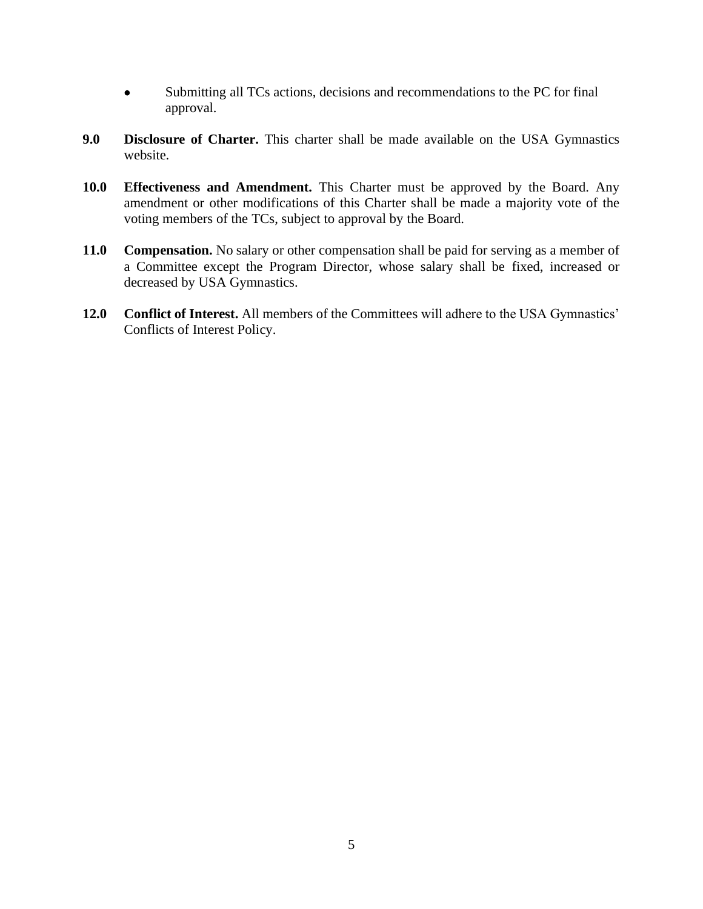- Submitting all TCs actions, decisions and recommendations to the PC for final approval.

**9.0 Disclosure of Charter.** This charter shall be made available on the USA Gymnastics website.

**10.0 Effectiveness and Amendment.** This Charter must be approved by the Board. Any amendment or other modifications of this Charter shall be made a majority vote of the voting members of the TCs, subject to approval by the Board.

**11.0 Compensation.** No salary or other compensation shall be paid for serving as a member of a Committee except the Program Director, whose salary shall be fixed, increased or decreased by USA Gymnastics.

**12.0 Conflict of Interest.** All members of the Committees will adhere to the USA Gymnastics' Conflicts of Interest Policy.